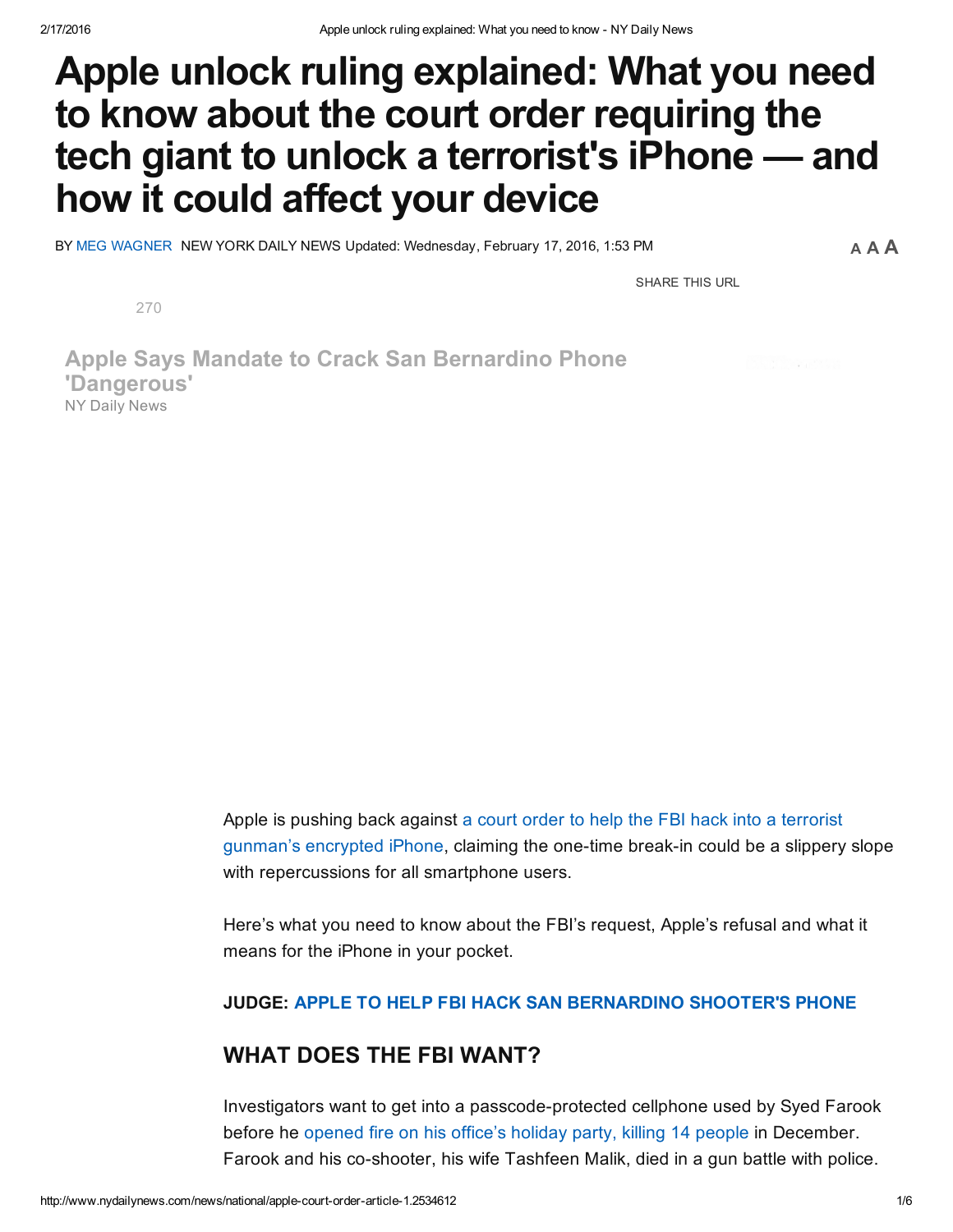# Apple unlock ruling explained: What you need to know about the court order requiring the tech giant to unlock a terrorist's iPhone — and how it could affect your device

BY MEG WAGNER NEW YORK DAILY NEWS Updated: Wednesday, February 17, 2016, 1:53 PM

SHARE THIS URL

270

**Apple Says Mandate to Crack San Bernardino Phone 'Dangerous'**
NY Daily News

Apple is pushing back against a court order to help the FBI hack into a terrorist gunman's encrypted iPhone, claiming the one-time break-in could be a slippery slope with repercussions for all smartphone users.

Here's what you need to know about the FBI's request, Apple's refusal and what it means for the iPhone in your pocket.

**JUDGE: APPLE TO HELP FBI HACK SAN BERNARDINO SHOOTER'S PHONE**

## WHAT DOES THE FBI WANT?

Investigators want to get into a passcode-protected cellphone used by Syed Farook before he opened fire on his office's holiday party, killing 14 people in December. Farook and his co-shooter, his wife Tashfeen Malik, died in a gun battle with police.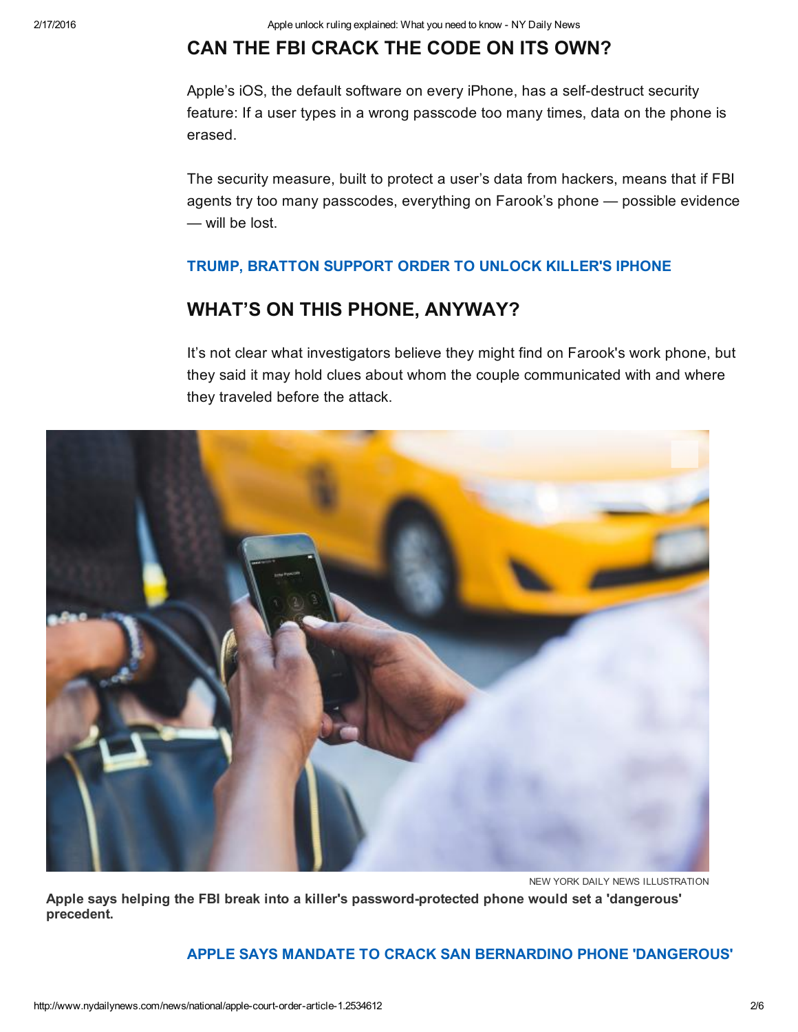## CAN THE FBI CRACK THE CODE ON ITS OWN?

Apple's iOS, the default software on every iPhone, has a self-destruct security feature: If a user types in a wrong passcode too many times, data on the phone is erased.

The security measure, built to protect a user's data from hackers, means that if FBI agents try too many passcodes, everything on Farook's phone — possible evidence — will be lost.

**TRUMP, BRATTON SUPPORT ORDER TO UNLOCK KILLER'S IPHONE**

## WHAT'S ON THIS PHONE, ANYWAY?

It's not clear what investigators believe they might find on Farook's work phone, but they said it may hold clues about whom the couple communicated with and where they traveled before the attack.

NEW YORK DAILY NEWS ILLUSTRATION

**Apple says helping the FBI break into a killer's password-protected phone would set a 'dangerous' precedent.**

**APPLE SAYS MANDATE TO CRACK SAN BERNARDINO PHONE 'DANGEROUS'**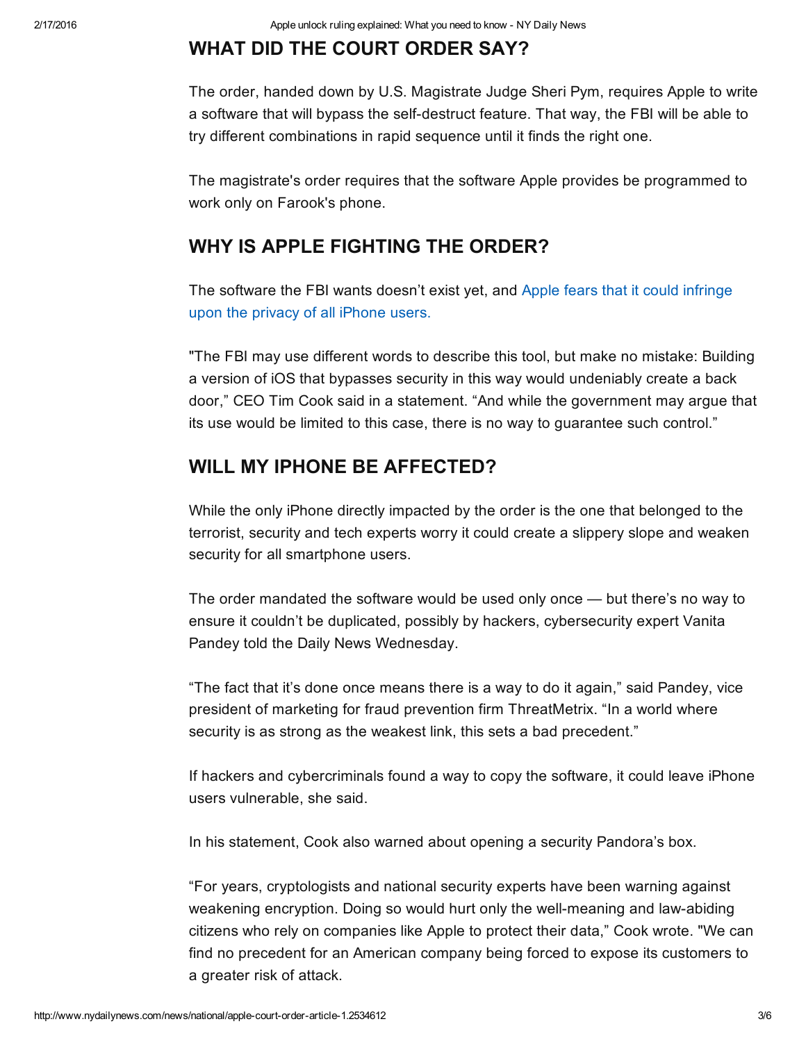## WHAT DID THE COURT ORDER SAY?

The order, handed down by U.S. Magistrate Judge Sheri Pym, requires Apple to write a software that will bypass the self-destruct feature. That way, the FBI will be able to try different combinations in rapid sequence until it finds the right one.

The magistrate's order requires that the software Apple provides be programmed to work only on Farook's phone.

## WHY IS APPLE FIGHTING THE ORDER?

The software the FBI wants doesn't exist yet, and Apple fears that it could infringe upon the privacy of all iPhone users.

"The FBI may use different words to describe this tool, but make no mistake: Building a version of iOS that bypasses security in this way would undeniably create a back door," CEO Tim Cook said in a statement. "And while the government may argue that its use would be limited to this case, there is no way to guarantee such control."

## WILL MY IPHONE BE AFFECTED?

While the only iPhone directly impacted by the order is the one that belonged to the terrorist, security and tech experts worry it could create a slippery slope and weaken security for all smartphone users.

The order mandated the software would be used only once — but there's no way to ensure it couldn't be duplicated, possibly by hackers, cybersecurity expert Vanita Pandey told the Daily News Wednesday.

"The fact that it's done once means there is a way to do it again," said Pandey, vice president of marketing for fraud prevention firm ThreatMetrix. "In a world where security is as strong as the weakest link, this sets a bad precedent."

If hackers and cybercriminals found a way to copy the software, it could leave iPhone users vulnerable, she said.

In his statement, Cook also warned about opening a security Pandora's box.

"For years, cryptologists and national security experts have been warning against weakening encryption. Doing so would hurt only the well-meaning and law-abiding citizens who rely on companies like Apple to protect their data," Cook wrote. "We can find no precedent for an American company being forced to expose its customers to a greater risk of attack.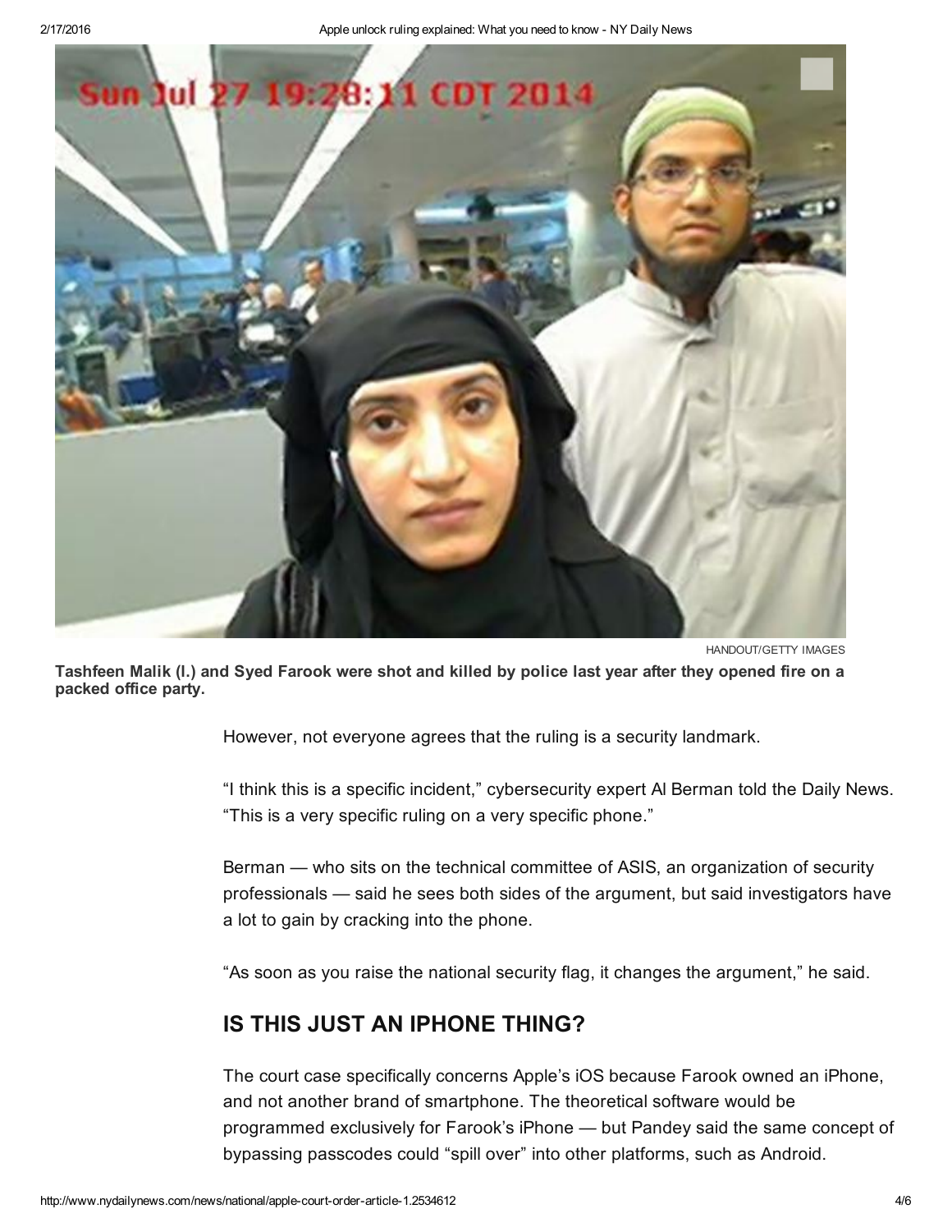HANDOUT/GETTY IMAGES

**Tashfeen Malik (l.) and Syed Farook were shot and killed by police last year after they opened fire on a packed office party.**

However, not everyone agrees that the ruling is a security landmark.

"I think this is a specific incident," cybersecurity expert Al Berman told the Daily News. "This is a very specific ruling on a very specific phone."

Berman — who sits on the technical committee of ASIS, an organization of security professionals — said he sees both sides of the argument, but said investigators have a lot to gain by cracking into the phone.

"As soon as you raise the national security flag, it changes the argument," he said.

## IS THIS JUST AN IPHONE THING?

The court case specifically concerns Apple's iOS because Farook owned an iPhone, and not another brand of smartphone. The theoretical software would be programmed exclusively for Farook's iPhone — but Pandey said the same concept of bypassing passcodes could "spill over" into other platforms, such as Android.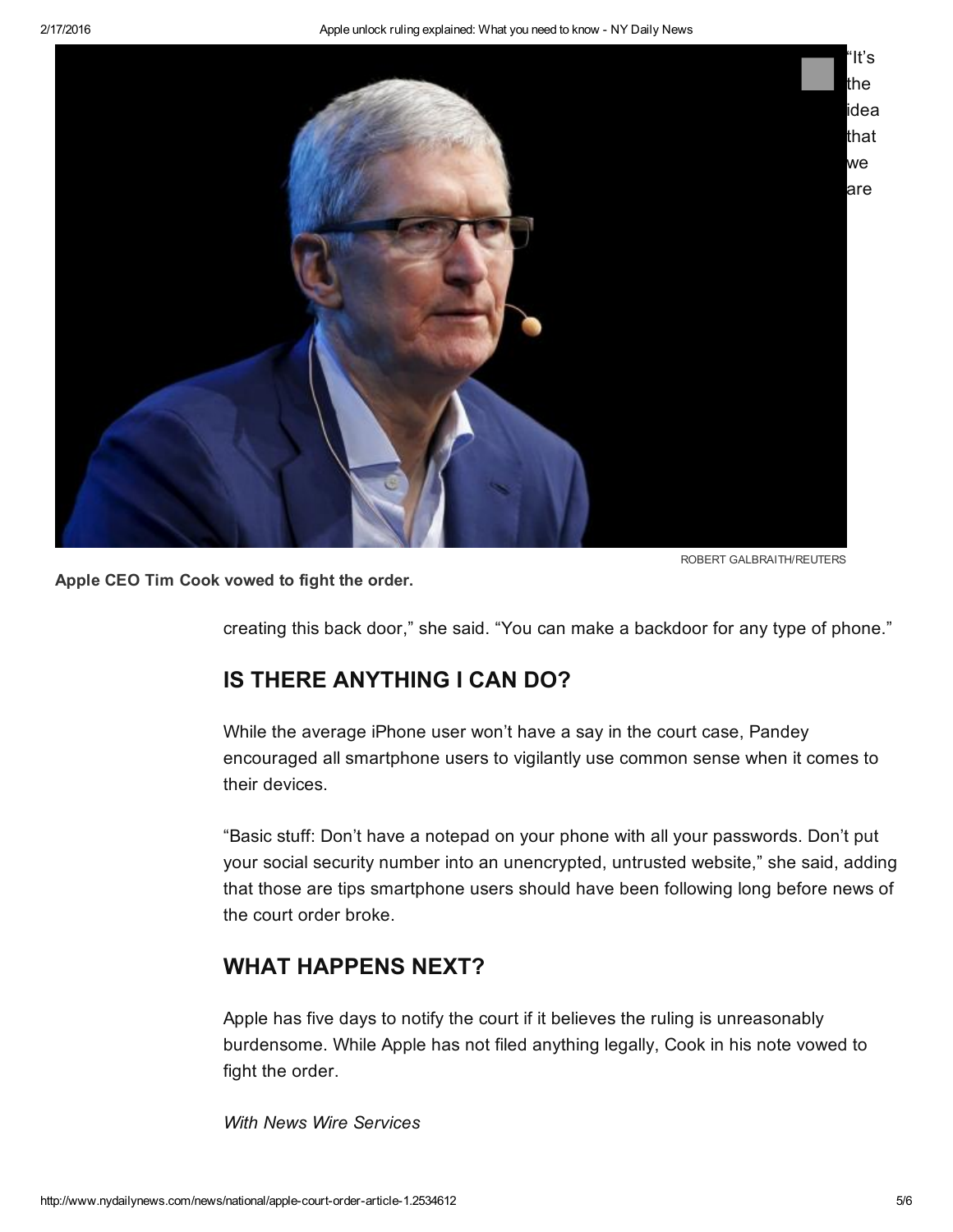"It's the idea that we are creating this back door," she said. "You can make a backdoor for any type of phone."

ROBERT GALBRAITH/REUTERS

**Apple CEO Tim Cook vowed to fight the order.**

## IS THERE ANYTHING I CAN DO?

While the average iPhone user won't have a say in the court case, Pandey encouraged all smartphone users to vigilantly use common sense when it comes to their devices.

"Basic stuff: Don't have a notepad on your phone with all your passwords. Don't put your social security number into an unencrypted, untrusted website," she said, adding that those are tips smartphone users should have been following long before news of the court order broke.

## WHAT HAPPENS NEXT?

Apple has five days to notify the court if it believes the ruling is unreasonably burdensome. While Apple has not filed anything legally, Cook in his note vowed to fight the order.

*With News Wire Services*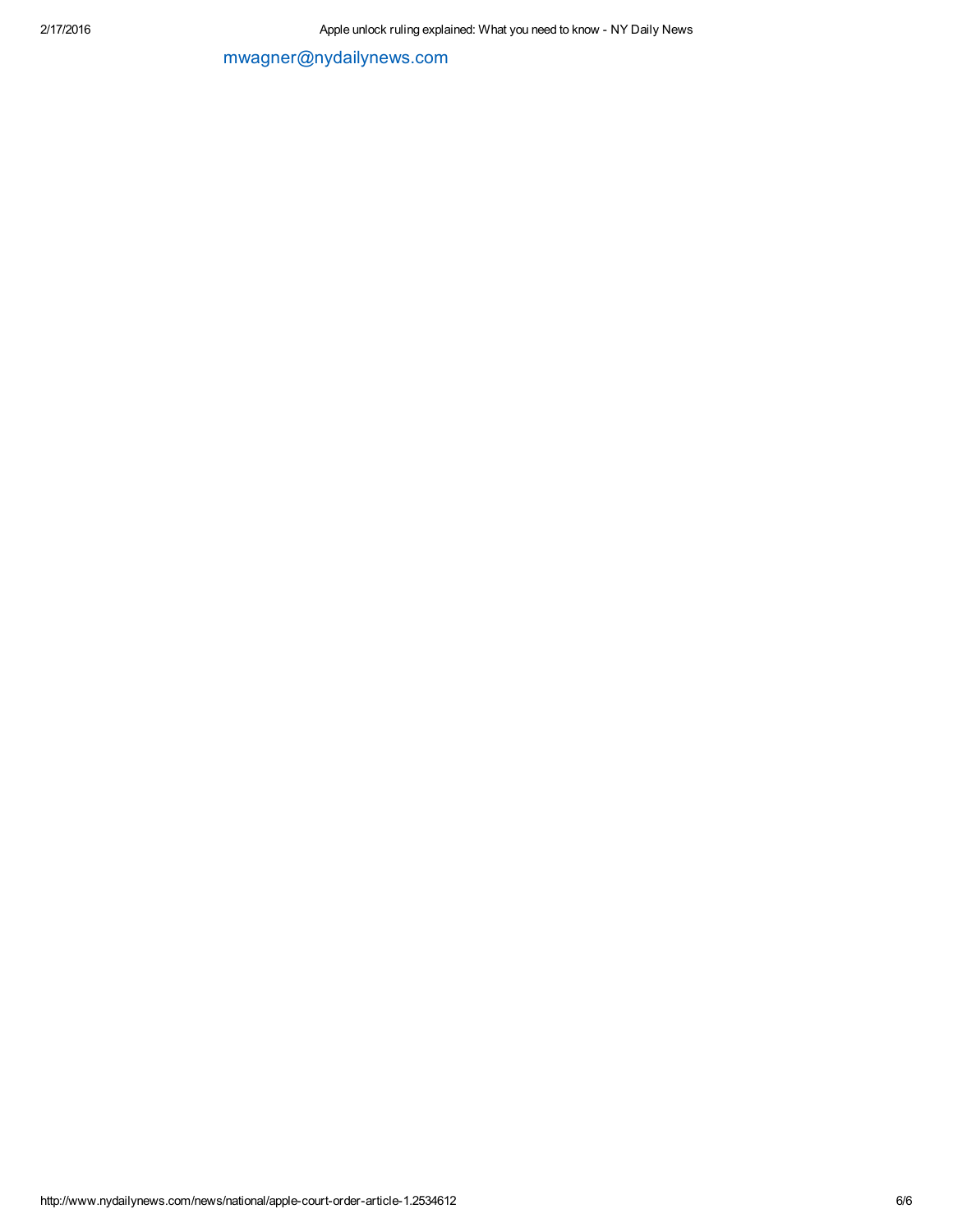mwagner@nydailynews.com